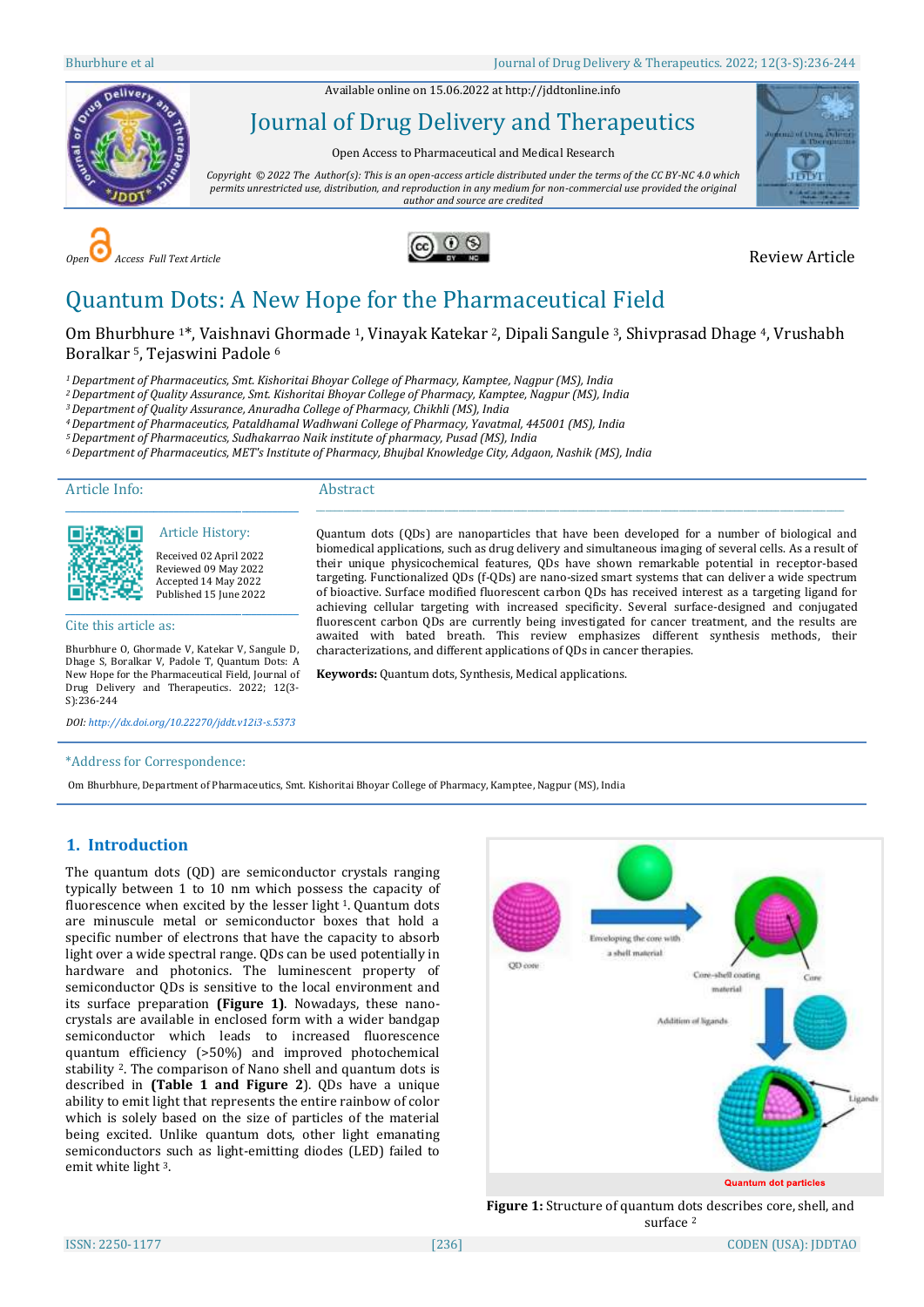Available online on 15.06.2022 at http://jddtonline.info

# Journal of Drug Delivery and Therapeutics

Open Access to Pharmaceutical and Medical Research

*Copyright © 2022 The Author(s): This is an open-access article distributed under the terms of the CC BY-NC 4.0 which permits unrestricted use, distribution, and reproduction in any medium for non-commercial use provided the original author and source are credited*

*Open Access Full Text Article*

Review Article

# Quantum Dots: A New Hope for the Pharmaceutical Field

Om Bhurbhure [1]*, Vaishnavi Ghormade [1], Vinayak Katekar [2], Dipali Sangule [3], Shivprasad Dhage [4], Vrushabh Boralkar [5], Tejaswini Padole [6]

*[1] Department of Pharmaceutics, Smt. Kishoritai Bhoyar College of Pharmacy, Kamptee, Nagpur (MS), India*
*[2] Department of Quality Assurance, Smt. Kishoritai Bhoyar College of Pharmacy, Kamptee, Nagpur (MS), India*
*[3] Department of Quality Assurance, Anuradha College of Pharmacy, Chikhli (MS), India*
*[4] Department of Pharmaceutics, Pataldhamal Wadhwani College of Pharmacy, Yavatmal, 445001 (MS), India*
*[5] Department of Pharmaceutics, Sudhakarrao Naik institute of pharmacy, Pusad (MS), India*
*[6] Department of Pharmaceutics, MET's Institute of Pharmacy, Bhujbal Knowledge City, Adgaon, Nashik (MS), India*

## Article Info:

**Article History:**

Received 02 April 2022
Reviewed 09 May 2022
Accepted 14 May 2022
Published 15 June 2022

**Cite this article as:**

Bhurbhure O, Ghormade V, Katekar V, Sangule D, Dhage S, Boralkar V, Padole T, Quantum Dots: A New Hope for the Pharmaceutical Field, Journal of Drug Delivery and Therapeutics. 2022; 12(3-S):236-244

*DOI: http://dx.doi.org/10.22270/jddt.v12i3-s.5373*

## Abstract

Quantum dots (QDs) are nanoparticles that have been developed for a number of biological and biomedical applications, such as drug delivery and simultaneous imaging of several cells. As a result of their unique physicochemical features, QDs have shown remarkable potential in receptor-based targeting. Functionalized QDs (f-QDs) are nano-sized smart systems that can deliver a wide spectrum of bioactive. Surface modified fluorescent carbon QDs has received interest as a targeting ligand for achieving cellular targeting with increased specificity. Several surface-designed and conjugated fluorescent carbon QDs are currently being investigated for cancer treatment, and the results are awaited with bated breath. This review emphasizes different synthesis methods, their characterizations, and different applications of QDs in cancer therapies.

**Keywords:** Quantum dots, Synthesis, Medical applications.

*Address for Correspondence:

Om Bhurbhure, Department of Pharmaceutics, Smt. Kishoritai Bhoyar College of Pharmacy, Kamptee, Nagpur (MS), India

## 1. Introduction

The quantum dots (QD) are semiconductor crystals ranging typically between 1 to 10 nm which possess the capacity of fluorescence when excited by the lesser light [1]. Quantum dots are minuscule metal or semiconductor boxes that hold a specific number of electrons that have the capacity to absorb light over a wide spectral range. QDs can be used potentially in hardware and photonics. The luminescent property of semiconductor QDs is sensitive to the local environment and its surface preparation **(Figure 1)**. Nowadays, these nano-crystals are available in enclosed form with a wider bandgap semiconductor which leads to increased fluorescence quantum efficiency (>50%) and improved photochemical stability [2]. The comparison of Nano shell and quantum dots is described in **(Table 1 and Figure 2)**. QDs have a unique ability to emit light that represents the entire rainbow of color which is solely based on the size of particles of the material being excited. Unlike quantum dots, other light emanating semiconductors such as light-emitting diodes (LED) failed to emit white light [3].

**Figure 1:** Structure of quantum dots describes core, shell, and surface [2]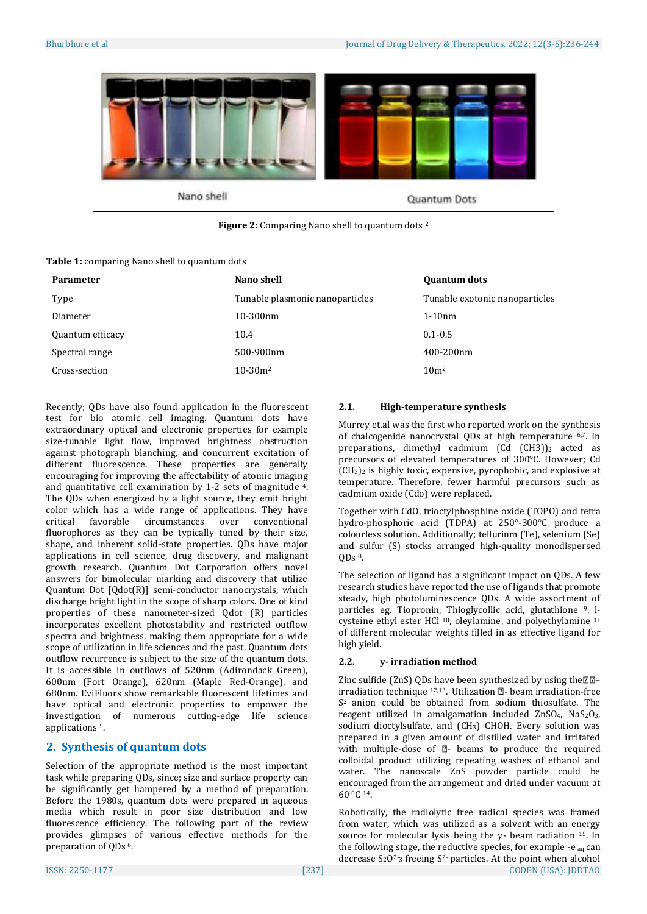Figure 2: Comparing Nano shell to quantum dots [2]

Table 1: comparing Nano shell to quantum dots

| Parameter | Nano shell | Quantum dots |
|---|---|---|
| Type | Tunable plasmonic nanoparticles | Tunable exotonic nanoparticles |
| Diameter | 10-300nm | 1-10nm |
| Quantum efficacy | 10.4 | 0.1-0.5 |
| Spectral range | 500-900nm | 400-200nm |
| Cross-section | 10-30m$^2$ | 10m$^2$ |

Recently; QDs have also found application in the fluorescent test for bio atomic cell imaging. Quantum dots have extraordinary optical and electronic properties for example size-tunable light flow, improved brightness obstruction against photograph blanching, and concurrent excitation of different fluorescence. These properties are generally encouraging for improving the affectability of atomic imaging and quantitative cell examination by 1-2 sets of magnitude [4]. The QDs when energized by a light source, they emit bright color which has a wide range of applications. They have critical favorable circumstances over conventional fluorophores as they can be typically tuned by their size, shape, and inherent solid-state properties. QDs have major applications in cell science, drug discovery, and malignant growth research. Quantum Dot Corporation offers novel answers for bimolecular marking and discovery that utilize Quantum Dot [Qdot(R)] semi-conductor nanocrystals, which discharge bright light in the scope of sharp colors. One of kind properties of these nanometer-sized Qdot (R) particles incorporates excellent photostability and restricted outflow spectra and brightness, making them appropriate for a wide scope of utilization in life sciences and the past. Quantum dots outflow recurrence is subject to the size of the quantum dots. It is accessible in outflows of 520nm (Adirondack Green), 600nm (Fort Orange), 620nm (Maple Red-Orange), and 680nm. EviFluors show remarkable fluorescent lifetimes and have optical and electronic properties to empower the investigation of numerous cutting-edge life science applications [5].

## 2. Synthesis of quantum dots

Selection of the appropriate method is the most important task while preparing QDs, since; size and surface property can be significantly get hampered by a method of preparation. Before the 1980s, quantum dots were prepared in aqueous media which result in poor size distribution and low fluorescence efficiency. The following part of the review provides glimpses of various effective methods for the preparation of QDs [6].

### 2.1. High-temperature synthesis

Murrey et.al was the first who reported work on the synthesis of chalcogenide nanocrystal QDs at high temperature [6,7]. In preparations, dimethyl cadmium (Cd (CH3))$_2$ acted as precursors of elevated temperatures of 300°C. However; Cd $(CH_3)_2$ is highly toxic, expensive, pyrophobic, and explosive at temperature. Therefore, fewer harmful precursors such as cadmium oxide (Cdo) were replaced.

Together with CdO, trioctylphosphine oxide (TOPO) and tetra hydro-phosphoric acid (TDPA) at 250°-300°C produce a colourless solution. Additionally; tellurium (Te), selenium (Se) and sulfur (S) stocks arranged high-quality monodispersed QDs [8].

The selection of ligand has a significant impact on QDs. A few research studies have reported the use of ligands that promote steady, high photoluminescence QDs. A wide assortment of particles eg. Tiopronin, Thioglycollic acid, glutathione [9], l-cysteine ethyl ester HCl [10], oleylamine, and polyethylamine [11] of different molecular weights filled in as effective ligand for high yield.

### 2.2. γ- irradiation method

Zinc sulfide (ZnS) QDs have been synthesized by using the ��–irradiation technique [12,13]. Utilization �- beam irradiation-free S$^2$ anion could be obtained from sodium thiosulfate. The reagent utilized in amalgamation included $ZnSO_4$, $NaS_2O_3$, sodium dioctylsulfate, and $(CH_3)$ CHOH. Every solution was prepared in a given amount of distilled water and irritated with multiple-dose of �- beams to produce the required colloidal product utilizing repeating washes of ethanol and water. The nanoscale ZnS powder particle could be encouraged from the arrangement and dried under vacuum at 60 $^0$C [14].

Robotically, the radiolytic free radical species was framed from water, which was utilized as a solvent with an energy source for molecular lysis being the γ- beam radiation [15]. In the following stage, the reductive species, for example $-e^-_{aq}$ can decrease $S_2O^{2-}{}_3$ freeing $S^{2-}$ particles. At the point when alcohol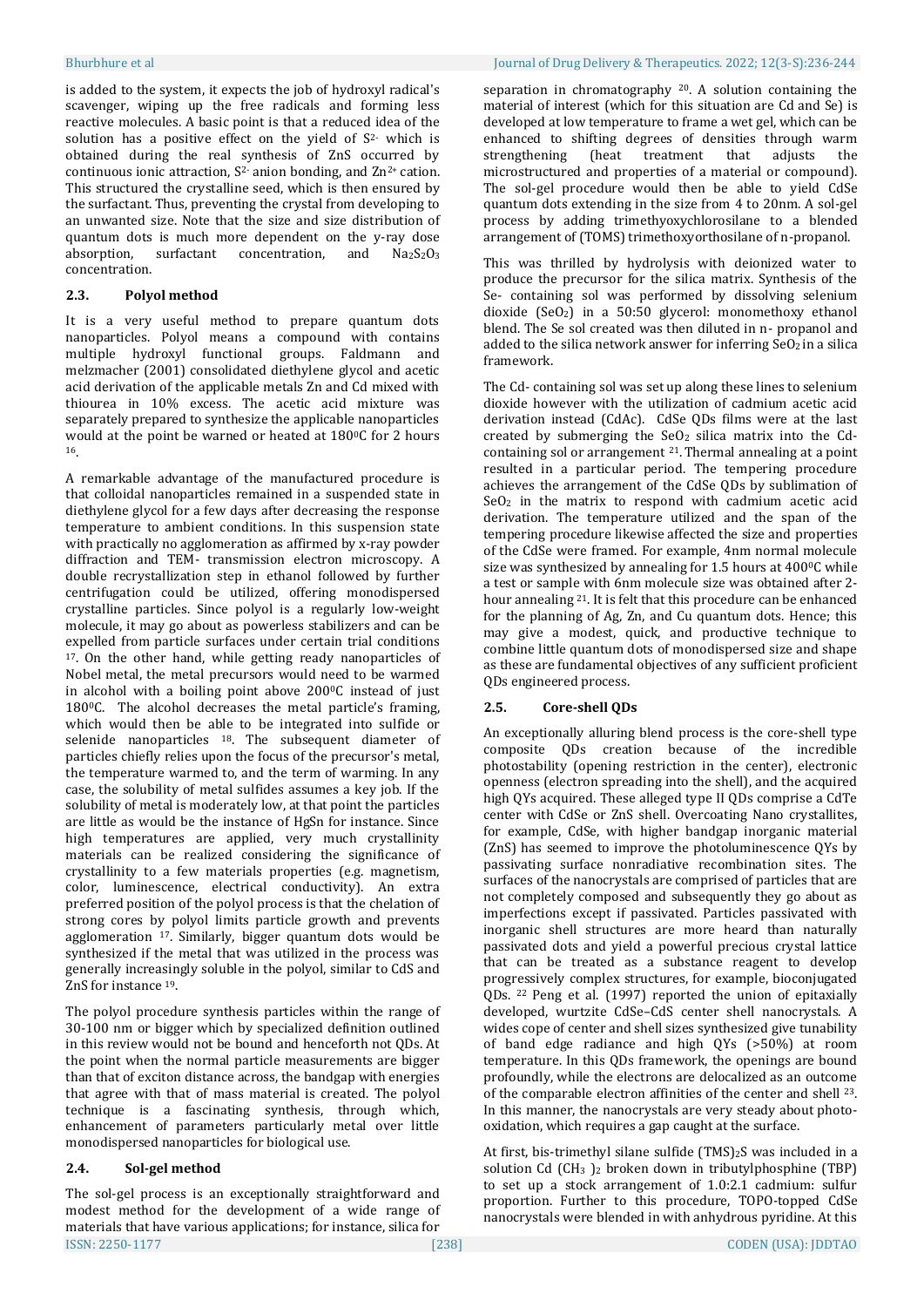is added to the system, it expects the job of hydroxyl radical's scavenger, wiping up the free radicals and forming less reactive molecules. A basic point is that a reduced idea of the solution has a positive effect on the yield of $S^{2-}$ which is obtained during the real synthesis of ZnS occurred by continuous ionic attraction, $S^{2-}$ anion bonding, and $Zn^{2+}$ cation. This structured the crystalline seed, which is then ensured by the surfactant. Thus, preventing the crystal from developing to an unwanted size. Note that the size and size distribution of quantum dots is much more dependent on the y-ray dose absorption, surfactant concentration, and $Na_2S_2O_3$ concentration.

### 2.3. Polyol method

It is a very useful method to prepare quantum dots nanoparticles. Polyol means a compound with contains multiple hydroxyl functional groups. Faldmann and melzmacher (2001) consolidated diethylene glycol and acetic acid derivation of the applicable metals Zn and Cd mixed with thiourea in 10% excess. The acetic acid mixture was separately prepared to synthesize the applicable nanoparticles would at the point be warned or heated at 180⁰C for 2 hours [16].

A remarkable advantage of the manufactured procedure is that colloidal nanoparticles remained in a suspended state in diethylene glycol for a few days after decreasing the response temperature to ambient conditions. In this suspension state with practically no agglomeration as affirmed by x-ray powder diffraction and TEM- transmission electron microscopy. A double recrystallization step in ethanol followed by further centrifugation could be utilized, offering monodispersed crystalline particles. Since polyol is a regularly low-weight molecule, it may go about as powerless stabilizers and can be expelled from particle surfaces under certain trial conditions [17]. On the other hand, while getting ready nanoparticles of Nobel metal, the metal precursors would need to be warmed in alcohol with a boiling point above 200⁰C instead of just 180⁰C. The alcohol decreases the metal particle's framing, which would then be able to be integrated into sulfide or selenide nanoparticles [18]. The subsequent diameter of particles chiefly relies upon the focus of the precursor's metal, the temperature warmed to, and the term of warming. In any case, the solubility of metal sulfides assumes a key job. If the solubility of metal is moderately low, at that point the particles are little as would be the instance of HgSn for instance. Since high temperatures are applied, very much crystallinity materials can be realized considering the significance of crystallinity to a few materials properties (e.g. magnetism, color, luminescence, electrical conductivity). An extra preferred position of the polyol process is that the chelation of strong cores by polyol limits particle growth and prevents agglomeration [17]. Similarly, bigger quantum dots would be synthesized if the metal that was utilized in the process was generally increasingly soluble in the polyol, similar to CdS and ZnS for instance [19].

The polyol procedure synthesis particles within the range of 30-100 nm or bigger which by specialized definition outlined in this review would not be bound and henceforth not QDs. At the point when the normal particle measurements are bigger than that of exciton distance across, the bandgap with energies that agree with that of mass material is created. The polyol technique is a fascinating synthesis, through which, enhancement of parameters particularly metal over little monodispersed nanoparticles for biological use.

### 2.4. Sol-gel method

The sol-gel process is an exceptionally straightforward and modest method for the development of a wide range of materials that have various applications; for instance, silica for separation in chromatography [20]. A solution containing the material of interest (which for this situation are Cd and Se) is developed at low temperature to frame a wet gel, which can be enhanced to shifting degrees of densities through warm strengthening (heat treatment that adjusts the microstructured and properties of a material or compound). The sol-gel procedure would then be able to yield CdSe quantum dots extending in the size from 4 to 20nm. A sol-gel process by adding trimethyoxychlorosilane to a blended arrangement of (TOMS) trimethoxyorthosilane of n-propanol.

This was thrilled by hydrolysis with deionized water to produce the precursor for the silica matrix. Synthesis of the Se- containing sol was performed by dissolving selenium dioxide ($SeO_2$) in a 50:50 glycerol: monomethoxy ethanol blend. The Se sol created was then diluted in n- propanol and added to the silica network answer for inferring $SeO_2$ in a silica framework.

The Cd- containing sol was set up along these lines to selenium dioxide however with the utilization of cadmium acetic acid derivation instead (CdAc). CdSe QDs films were at the last created by submerging the $SeO_2$ silica matrix into the Cd-containing sol or arrangement [21]. Thermal annealing at a point resulted in a particular period. The tempering procedure achieves the arrangement of the CdSe QDs by sublimation of $SeO_2$ in the matrix to respond with cadmium acetic acid derivation. The temperature utilized and the span of the tempering procedure likewise affected the size and properties of the CdSe were framed. For example, 4nm normal molecule size was synthesized by annealing for 1.5 hours at 400⁰C while a test or sample with 6nm molecule size was obtained after 2-hour annealing [21]. It is felt that this procedure can be enhanced for the planning of Ag, Zn, and Cu quantum dots. Hence; this may give a modest, quick, and productive technique to combine little quantum dots of monodispersed size and shape as these are fundamental objectives of any sufficient proficient QDs engineered process.

### 2.5. Core-shell QDs

An exceptionally alluring blend process is the core-shell type composite QDs creation because of the incredible photostability (opening restriction in the center), electronic openness (electron spreading into the shell), and the acquired high QYs acquired. These alleged type II QDs comprise a CdTe center with CdSe or ZnS shell. Overcoating Nano crystallites, for example, CdSe, with higher bandgap inorganic material (ZnS) has seemed to improve the photoluminescence QYs by passivating surface nonradiative recombination sites. The surfaces of the nanocrystals are comprised of particles that are not completely composed and subsequently they go about as imperfections except if passivated. Particles passivated with inorganic shell structures are more heard than naturally passivated dots and yield a powerful precious crystal lattice that can be treated as a substance reagent to develop progressively complex structures, for example, bioconjugated QDs. [22] Peng et al. (1997) reported the union of epitaxially developed, wurtzite CdSe–CdS center shell nanocrystals. A wides cope of center and shell sizes synthesized give tunability of band edge radiance and high QYs (>50%) at room temperature. In this QDs framework, the openings are bound profoundly, while the electrons are delocalized as an outcome of the comparable electron affinities of the center and shell [23]. In this manner, the nanocrystals are very steady about photo-oxidation, which requires a gap caught at the surface.

At first, bis-trimethyl silane sulfide $(TMS)_2S$ was included in a solution Cd $(CH_3)_2$ broken down in tributylphosphine (TBP) to set up a stock arrangement of 1.0:2.1 cadmium: sulfur proportion. Further to this procedure, TOPO-topped CdSe nanocrystals were blended in with anhydrous pyridine. At this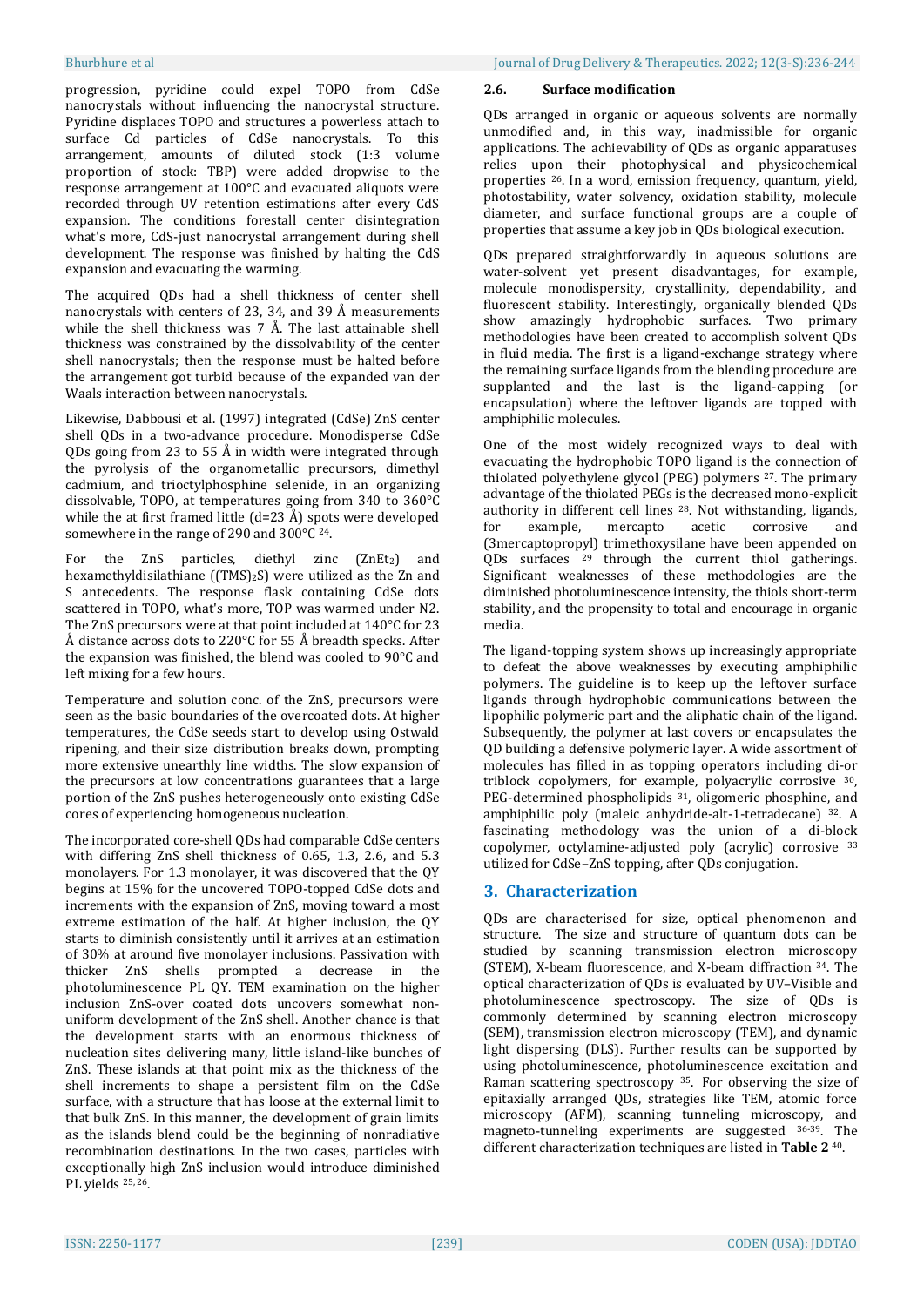progression, pyridine could expel TOPO from CdSe nanocrystals without influencing the nanocrystal structure. Pyridine displaces TOPO and structures a powerless attach to surface Cd particles of CdSe nanocrystals. To this arrangement, amounts of diluted stock (1:3 volume proportion of stock: TBP) were added dropwise to the response arrangement at 100°C and evacuated aliquots were recorded through UV retention estimations after every CdS expansion. The conditions forestall center disintegration what's more, CdS-just nanocrystal arrangement during shell development. The response was finished by halting the CdS expansion and evacuating the warming.

The acquired QDs had a shell thickness of center shell nanocrystals with centers of 23, 34, and 39 Å measurements while the shell thickness was 7 Å. The last attainable shell thickness was constrained by the dissolvability of the center shell nanocrystals; then the response must be halted before the arrangement got turbid because of the expanded van der Waals interaction between nanocrystals.

Likewise, Dabbousi et al. (1997) integrated (CdSe) ZnS center shell QDs in a two-advance procedure. Monodisperse CdSe QDs going from 23 to 55 Å in width were integrated through the pyrolysis of the organometallic precursors, dimethyl cadmium, and trioctylphosphine selenide, in an organizing dissolvable, TOPO, at temperatures going from 340 to 360°C while the at first framed little (d=23 Å) spots were developed somewhere in the range of 290 and 300°C [24].

For the ZnS particles, diethyl zinc ($ZnEt_2$) and hexamethyldisilathiane ($(TMS)_2S$) were utilized as the Zn and S antecedents. The response flask containing CdSe dots scattered in TOPO, what's more, TOP was warmed under N2. The ZnS precursors were at that point included at 140°C for 23 Å distance across dots to 220°C for 55 Å breadth specks. After the expansion was finished, the blend was cooled to 90°C and left mixing for a few hours.

Temperature and solution conc. of the ZnS, precursors were seen as the basic boundaries of the overcoated dots. At higher temperatures, the CdSe seeds start to develop using Ostwald ripening, and their size distribution breaks down, prompting more extensive unearthly line widths. The slow expansion of the precursors at low concentrations guarantees that a large portion of the ZnS pushes heterogeneously onto existing CdSe cores of experiencing homogeneous nucleation.

The incorporated core-shell QDs had comparable CdSe centers with differing ZnS shell thickness of 0.65, 1.3, 2.6, and 5.3 monolayers. For 1.3 monolayer, it was discovered that the QY begins at 15% for the uncovered TOPO-topped CdSe dots and increments with the expansion of ZnS, moving toward a most extreme estimation of the half. At higher inclusion, the QY starts to diminish consistently until it arrives at an estimation of 30% at around five monolayer inclusions. Passivation with thicker ZnS shells prompted a decrease in the photoluminescence PL QY. TEM examination on the higher inclusion ZnS-over coated dots uncovers somewhat non-uniform development of the ZnS shell. Another chance is that the development starts with an enormous thickness of nucleation sites delivering many, little island-like bunches of ZnS. These islands at that point mix as the thickness of the shell increments to shape a persistent film on the CdSe surface, with a structure that has loose at the external limit to that bulk ZnS. In this manner, the development of grain limits as the islands blend could be the beginning of nonradiative recombination destinations. In the two cases, particles with exceptionally high ZnS inclusion would introduce diminished PL yields [25, 26].

## 2.6. Surface modification

QDs arranged in organic or aqueous solvents are normally unmodified and, in this way, inadmissible for organic applications. The achievability of QDs as organic apparatuses relies upon their photophysical and physicochemical properties [26]. In a word, emission frequency, quantum, yield, photostability, water solvency, oxidation stability, molecule diameter, and surface functional groups are a couple of properties that assume a key job in QDs biological execution.

QDs prepared straightforwardly in aqueous solutions are water-solvent yet present disadvantages, for example, molecule monodispersity, crystallinity, dependability, and fluorescent stability. Interestingly, organically blended QDs show amazingly hydrophobic surfaces. Two primary methodologies have been created to accomplish solvent QDs in fluid media. The first is a ligand-exchange strategy where the remaining surface ligands from the blending procedure are supplanted and the last is the ligand-capping (or encapsulation) where the leftover ligands are topped with amphiphilic molecules.

One of the most widely recognized ways to deal with evacuating the hydrophobic TOPO ligand is the connection of thiolated polyethylene glycol (PEG) polymers [27]. The primary advantage of the thiolated PEGs is the decreased mono-explicit authority in different cell lines [28]. Not withstanding, ligands, for example, mercapto acetic corrosive and (3mercaptopropyl) trimethoxysilane have been appended on QDs surfaces [29] through the current thiol gatherings. Significant weaknesses of these methodologies are the diminished photoluminescence intensity, the thiols short-term stability, and the propensity to total and encourage in organic media.

The ligand-topping system shows up increasingly appropriate to defeat the above weaknesses by executing amphiphilic polymers. The guideline is to keep up the leftover surface ligands through hydrophobic communications between the lipophilic polymeric part and the aliphatic chain of the ligand. Subsequently, the polymer at last covers or encapsulates the QD building a defensive polymeric layer. A wide assortment of molecules has filled in as topping operators including di-or triblock copolymers, for example, polyacrylic corrosive [30], PEG-determined phospholipids [31], oligomeric phosphine, and amphiphilic poly (maleic anhydride-alt-1-tetradecane) [32]. A fascinating methodology was the union of a di-block copolymer, octylamine-adjusted poly (acrylic) corrosive [33] utilized for CdSe–ZnS topping, after QDs conjugation.

# 3. Characterization

QDs are characterised for size, optical phenomenon and structure. The size and structure of quantum dots can be studied by scanning transmission electron microscopy (STEM), X-beam fluorescence, and X-beam diffraction [34]. The optical characterization of QDs is evaluated by UV–Visible and photoluminescence spectroscopy. The size of QDs is commonly determined by scanning electron microscopy (SEM), transmission electron microscopy (TEM), and dynamic light dispersing (DLS). Further results can be supported by using photoluminescence, photoluminescence excitation and Raman scattering spectroscopy [35]. For observing the size of epitaxially arranged QDs, strategies like TEM, atomic force microscopy (AFM), scanning tunneling microscopy, and magneto-tunneling experiments are suggested [36-39]. The different characterization techniques are listed in **Table 2** [40].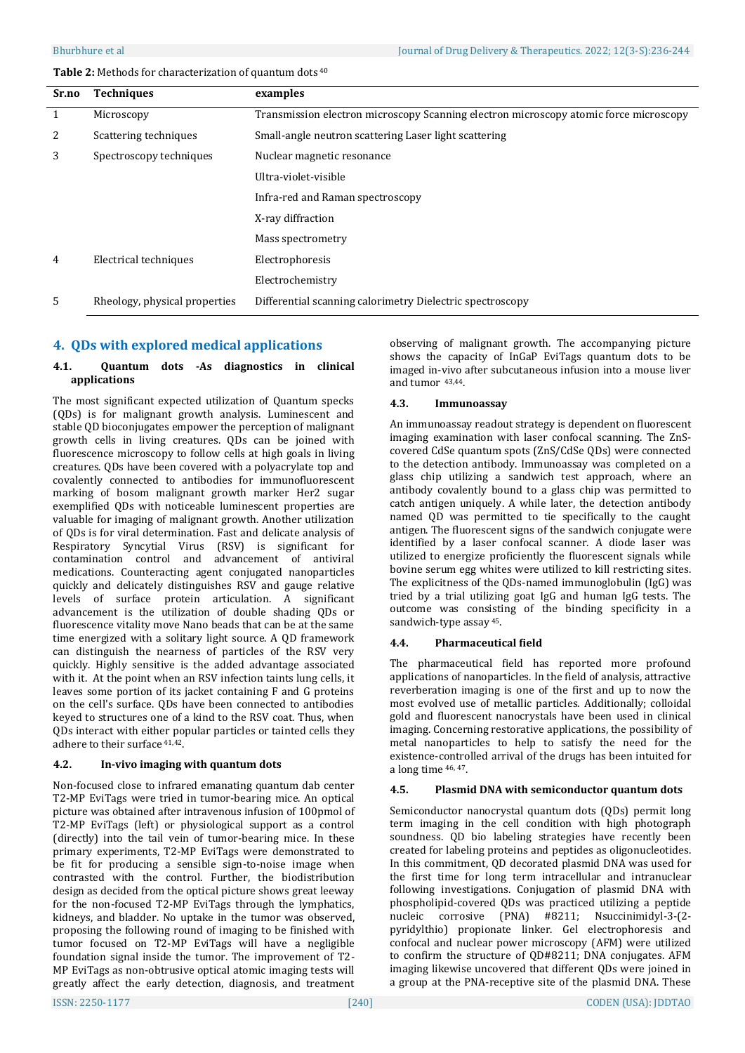**Table 2:** Methods for characterization of quantum dots [40]

| Sr.no | Techniques | examples |
|---|---|---|
| 1 | Microscopy | Transmission electron microscopy Scanning electron microscopy atomic force microscopy |
| 2 | Scattering techniques | Small-angle neutron scattering Laser light scattering |
| 3 | Spectroscopy techniques | Nuclear magnetic resonance |
| | | Ultra-violet-visible |
| | | Infra-red and Raman spectroscopy |
| | | X-ray diffraction |
| | | Mass spectrometry |
| 4 | Electrical techniques | Electrophoresis |
| | | Electrochemistry |
| 5 | Rheology, physical properties | Differential scanning calorimetry Dielectric spectroscopy |

## 4. QDs with explored medical applications

### 4.1. Quantum dots -As diagnostics in clinical applications

The most significant expected utilization of Quantum specks (QDs) is for malignant growth analysis. Luminescent and stable QD bioconjugates empower the perception of malignant growth cells in living creatures. QDs can be joined with fluorescence microscopy to follow cells at high goals in living creatures. QDs have been covered with a polyacrylate top and covalently connected to antibodies for immunofluorescent marking of bosom malignant growth marker Her2 sugar exemplified QDs with noticeable luminescent properties are valuable for imaging of malignant growth. Another utilization of QDs is for viral determination. Fast and delicate analysis of Respiratory Syncytial Virus (RSV) is significant for contamination control and advancement of antiviral medications. Counteracting agent conjugated nanoparticles quickly and delicately distinguishes RSV and gauge relative levels of surface protein articulation. A significant advancement is the utilization of double shading QDs or fluorescence vitality move Nano beads that can be at the same time energized with a solitary light source. A QD framework can distinguish the nearness of particles of the RSV very quickly. Highly sensitive is the added advantage associated with it. At the point when an RSV infection taints lung cells, it leaves some portion of its jacket containing F and G proteins on the cell's surface. QDs have been connected to antibodies keyed to structures one of a kind to the RSV coat. Thus, when QDs interact with either popular particles or tainted cells they adhere to their surface [41,42].

### 4.2. In-vivo imaging with quantum dots

Non-focused close to infrared emanating quantum dab center T2-MP EviTags were tried in tumor-bearing mice. An optical picture was obtained after intravenous infusion of 100pmol of T2-MP EviTags (left) or physiological support as a control (directly) into the tail vein of tumor-bearing mice. In these primary experiments, T2-MP EviTags were demonstrated to be fit for producing a sensible sign-to-noise image when contrasted with the control. Further, the biodistribution design as decided from the optical picture shows great leeway for the non-focused T2-MP EviTags through the lymphatics, kidneys, and bladder. No uptake in the tumor was observed, proposing the following round of imaging to be finished with tumor focused on T2-MP EviTags will have a negligible foundation signal inside the tumor. The improvement of T2-MP EviTags as non-obtrusive optical atomic imaging tests will greatly affect the early detection, diagnosis, and treatment observing of malignant growth. The accompanying picture shows the capacity of InGaP EviTags quantum dots to be imaged in-vivo after subcutaneous infusion into a mouse liver and tumor [43,44].

### 4.3. Immunoassay

An immunoassay readout strategy is dependent on fluorescent imaging examination with laser confocal scanning. The ZnS-covered CdSe quantum spots (ZnS/CdSe QDs) were connected to the detection antibody. Immunoassay was completed on a glass chip utilizing a sandwich test approach, where an antibody covalently bound to a glass chip was permitted to catch antigen uniquely. A while later, the detection antibody named QD was permitted to tie specifically to the caught antigen. The fluorescent signs of the sandwich conjugate were identified by a laser confocal scanner. A diode laser was utilized to energize proficiently the fluorescent signals while bovine serum egg whites were utilized to kill restricting sites. The explicitness of the QDs-named immunoglobulin (IgG) was tried by a trial utilizing goat IgG and human IgG tests. The outcome was consisting of the binding specificity in a sandwich-type assay [45].

### 4.4. Pharmaceutical field

The pharmaceutical field has reported more profound applications of nanoparticles. In the field of analysis, attractive reverberation imaging is one of the first and up to now the most evolved use of metallic particles. Additionally; colloidal gold and fluorescent nanocrystals have been used in clinical imaging. Concerning restorative applications, the possibility of metal nanoparticles to help to satisfy the need for the existence-controlled arrival of the drugs has been intuited for a long time [46, 47].

### 4.5. Plasmid DNA with semiconductor quantum dots

Semiconductor nanocrystal quantum dots (QDs) permit long term imaging in the cell condition with high photograph soundness. QD bio labeling strategies have recently been created for labeling proteins and peptides as oligonucleotides. In this commitment, QD decorated plasmid DNA was used for the first time for long term intracellular and intranuclear following investigations. Conjugation of plasmid DNA with phospholipid-covered QDs was practiced utilizing a peptide nucleic corrosive (PNA) #8211; Nsuccinimidyl-3-(2-pyridyldthio) propionate linker. Gel electrophoresis and confocal and nuclear power microscopy (AFM) were utilized to confirm the structure of QD#8211; DNA conjugates. AFM imaging likewise uncovered that different QDs were joined in a group at the PNA-receptive site of the plasmid DNA. These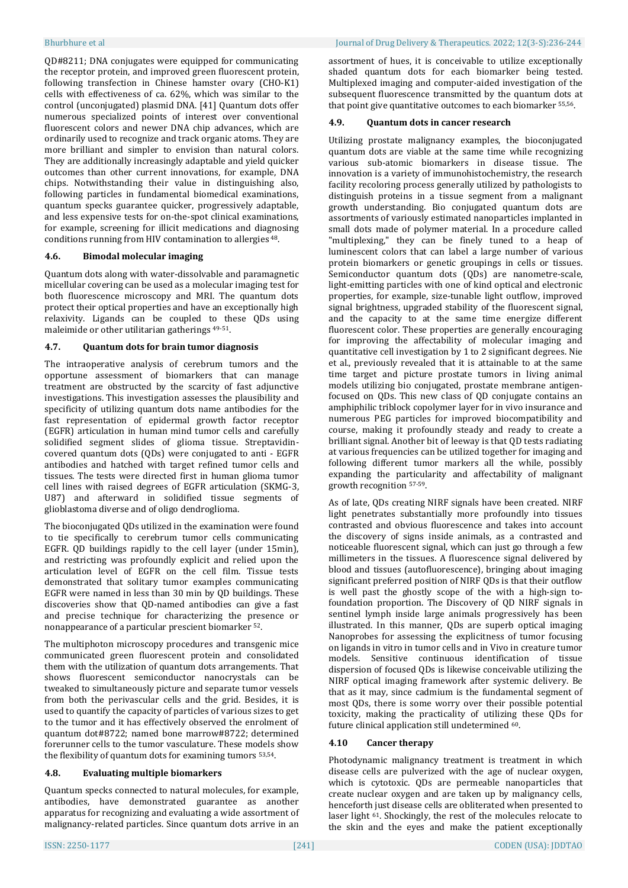QD#8211; DNA conjugates were equipped for communicating the receptor protein, and improved green fluorescent protein, following transfection in Chinese hamster ovary (CHO-K1) cells with effectiveness of ca. 62%, which was similar to the control (unconjugated) plasmid DNA. [41] Quantum dots offer numerous specialized points of interest over conventional fluorescent colors and newer DNA chip advances, which are ordinarily used to recognize and track organic atoms. They are more brilliant and simpler to envision than natural colors. They are additionally increasingly adaptable and yield quicker outcomes than other current innovations, for example, DNA chips. Notwithstanding their value in distinguishing also, following particles in fundamental biomedical examinations, quantum specks guarantee quicker, progressively adaptable, and less expensive tests for on-the-spot clinical examinations, for example, screening for illicit medications and diagnosing conditions running from HIV contamination to allergies [48].

### 4.6. Bimodal molecular imaging

Quantum dots along with water-dissolvable and paramagnetic micellular covering can be used as a molecular imaging test for both fluorescence microscopy and MRI. The quantum dots protect their optical properties and have an exceptionally high relaxivity. Ligands can be coupled to these QDs using maleimide or other utilitarian gatherings [49-51].

### 4.7. Quantum dots for brain tumor diagnosis

The intraoperative analysis of cerebrum tumors and the opportune assessment of biomarkers that can manage treatment are obstructed by the scarcity of fast adjunctive investigations. This investigation assesses the plausibility and specificity of utilizing quantum dots name antibodies for the fast representation of epidermal growth factor receptor (EGFR) articulation in human mind tumor cells and carefully solidified segment slides of glioma tissue. Streptavidin-covered quantum dots (QDs) were conjugated to anti - EGFR antibodies and hatched with target refined tumor cells and tissues. The tests were directed first in human glioma tumor cell lines with raised degrees of EGFR articulation (SKMG-3, U87) and afterward in solidified tissue segments of glioblastoma diverse and of oligo dendroglioma.

The bioconjugated QDs utilized in the examination were found to tie specifically to cerebrum tumor cells communicating EGFR. QD buildings rapidly to the cell layer (under 15min), and restricting was profoundly explicit and relied upon the articulation level of EGFR on the cell film. Tissue tests demonstrated that solitary tumor examples communicating EGFR were named in less than 30 min by QD buildings. These discoveries show that QD-named antibodies can give a fast and precise technique for characterizing the presence or nonappearance of a particular prescient biomarker [52].

The multiphoton microscopy procedures and transgenic mice communicated green fluorescent protein and consolidated them with the utilization of quantum dots arrangements. That shows fluorescent semiconductor nanocrystals can be tweaked to simultaneously picture and separate tumor vessels from both the perivascular cells and the grid. Besides, it is used to quantify the capacity of particles of various sizes to get to the tumor and it has effectively observed the enrolment of quantum dot#8722; named bone marrow#8722; determined forerunner cells to the tumor vasculature. These models show the flexibility of quantum dots for examining tumors [53,54].

### 4.8. Evaluating multiple biomarkers

Quantum specks connected to natural molecules, for example, antibodies, have demonstrated guarantee as another apparatus for recognizing and evaluating a wide assortment of malignancy-related particles. Since quantum dots arrive in an assortment of hues, it is conceivable to utilize exceptionally shaded quantum dots for each biomarker being tested. Multiplexed imaging and computer-aided investigation of the subsequent fluorescence transmitted by the quantum dots at that point give quantitative outcomes to each biomarker [55,56].

### 4.9. Quantum dots in cancer research

Utilizing prostate malignancy examples, the bioconjugated quantum dots are viable at the same time while recognizing various sub-atomic biomarkers in disease tissue. The innovation is a variety of immunohistochemistry, the research facility recoloring process generally utilized by pathologists to distinguish proteins in a tissue segment from a malignant growth understanding. Bio conjugated quantum dots are assortments of variously estimated nanoparticles implanted in small dots made of polymer material. In a procedure called "multiplexing," they can be finely tuned to a heap of luminescent colors that can label a large number of various protein biomarkers or genetic groupings in cells or tissues. Semiconductor quantum dots (QDs) are nanometre-scale, light-emitting particles with one of kind optical and electronic properties, for example, size-tunable light outflow, improved signal brightness, upgraded stability of the fluorescent signal, and the capacity to at the same time energize different fluorescent color. These properties are generally encouraging for improving the affectability of molecular imaging and quantitative cell investigation by 1 to 2 significant degrees. Nie et al., previously revealed that it is attainable to at the same time target and picture prostate tumors in living animal models utilizing bio conjugated, prostate membrane antigen-focused on QDs. This new class of QD conjugate contains an amphiphilic triblock copolymer layer for in vivo insurance and numerous PEG particles for improved biocompatibility and course, making it profoundly steady and ready to create a brilliant signal. Another bit of leeway is that QD tests radiating at various frequencies can be utilized together for imaging and following different tumor markers all the while, possibly expanding the particularity and affectability of malignant growth recognition [57-59].

As of late, QDs creating NIRF signals have been created. NIRF light penetrates substantially more profoundly into tissues contrasted and obvious fluorescence and takes into account the discovery of signs inside animals, as a contrasted and noticeable fluorescent signal, which can just go through a few millimeters in the tissues. A fluorescence signal delivered by blood and tissues (autofluorescence), bringing about imaging significant preferred position of NIRF QDs is that their outflow is well past the ghostly scope of the with a high-sign to-foundation proportion. The Discovery of QD NIRF signals in sentinel lymph inside large animals progressively has been illustrated. In this manner, QDs are superb optical imaging Nanoprobes for assessing the explicitness of tumor focusing on ligands in vitro in tumor cells and in Vivo in creature tumor models. Sensitive continuous identification of tissue dispersion of focused QDs is likewise conceivable utilizing the NIRF optical imaging framework after systemic delivery. Be that as it may, since cadmium is the fundamental segment of most QDs, there is some worry over their possible potential toxicity, making the practicality of utilizing these QDs for future clinical application still undetermined [60].

### 4.10 Cancer therapy

Photodynamic malignancy treatment is treatment in which disease cells are pulverized with the age of nuclear oxygen, which is cytotoxic. QDs are permeable nanoparticles that create nuclear oxygen and are taken up by malignancy cells, henceforth just disease cells are obliterated when presented to laser light [61]. Shockingly, the rest of the molecules relocate to the skin and the eyes and make the patient exceptionally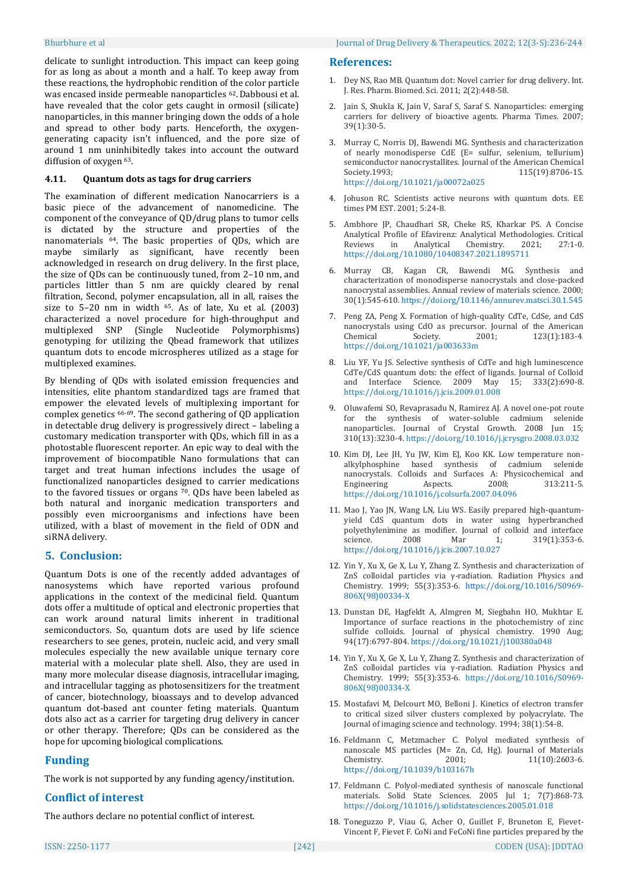delicate to sunlight introduction. This impact can keep going for as long as about a month and a half. To keep away from these reactions, the hydrophobic rendition of the color particle was encased inside permeable nanoparticles [62]. Dabbousi et al. have revealed that the color gets caught in ormosil (silicate) nanoparticles, in this manner bringing down the odds of a hole and spread to other body parts. Henceforth, the oxygen-generating capacity isn't influenced, and the pore size of around 1 nm uninhibitedly takes into account the outward diffusion of oxygen [63].

### 4.11. Quantum dots as tags for drug carriers

The examination of different medication Nanocarriers is a basic piece of the advancement of nanomedicine. The component of the conveyance of QD/drug plans to tumor cells is dictated by the structure and properties of the nanomaterials [64]. The basic properties of QDs, which are maybe similarly as significant, have recently been acknowledged in research on drug delivery. In the first place, the size of QDs can be continuously tuned, from 2–10 nm, and particles littler than 5 nm are quickly cleared by renal filtration, Second, polymer encapsulation, all in all, raises the size to 5–20 nm in width [65]. As of late, Xu et al. (2003) characterized a novel procedure for high-throughput and multiplexed SNP (Single Nucleotide Polymorphisms) genotyping for utilizing the Qbead framework that utilizes quantum dots to encode microspheres utilized as a stage for multiplexed examines.

By blending of QDs with isolated emission frequencies and intensities, elite phantom standardized tags are framed that empower the elevated levels of multiplexing important for complex genetics [66-69]. The second gathering of QD application in detectable drug delivery is progressively direct – labeling a customary medication transporter with QDs, which fill in as a photostable fluorescent reporter. An epic way to deal with the improvement of biocompatible Nano formulations that can target and treat human infections includes the usage of functionalized nanoparticles designed to carrier medications to the favored tissues or organs [70]. QDs have been labeled as both natural and inorganic medication transporters and possibly even microorganisms and infections have been utilized, with a blast of movement in the field of ODN and siRNA delivery.

## 5. Conclusion:

Quantum Dots is one of the recently added advantages of nanosystems which have reported various profound applications in the context of the medicinal field. Quantum dots offer a multitude of optical and electronic properties that can work around natural limits inherent in traditional semiconductors. So, quantum dots are used by life science researchers to see genes, protein, nucleic acid, and very small molecules especially the new available unique ternary core material with a molecular plate shell. Also, they are used in many more molecular disease diagnosis, intracellular imaging, and intracellular tagging as photosensitizers for the treatment of cancer, biotechnology, bioassays and to develop advanced quantum dot-based ant counter feting materials. Quantum dots also act as a carrier for targeting drug delivery in cancer or other therapy. Therefore; QDs can be considered as the hope for upcoming biological complications.

## Funding

The work is not supported by any funding agency/institution.

## Conflict of interest

The authors declare no potential conflict of interest.

## References:

1. Dey NS, Rao MB. Quantum dot: Novel carrier for drug delivery. Int. J. Res. Pharm. Biomed. Sci. 2011; 2(2):448-58.
2. Jain S, Shukla K, Jain V, Saraf S, Saraf S. Nanoparticles: emerging carriers for delivery of bioactive agents. Pharma Times. 2007; 39(1):30-5.
3. Murray C, Norris DJ, Bawendi MG. Synthesis and characterization of nearly monodisperse CdE (E= sulfur, selenium, tellurium) semiconductor nanocrystallites. Journal of the American Chemical Society.1993; 115(19):8706-15. https://doi.org/10.1021/ja00072a025
4. Johuson RC. Scientists active neurons with quantum dots. EE times PM EST. 2001; 5:24-8.
5. Ambhore JP, Chaudhari SR, Cheke RS, Kharkar PS. A Concise Analytical Profile of Efavirenz: Analytical Methodologies. Critical Reviews in Analytical Chemistry. 2021; 27:1-0. https://doi.org/10.1080/10408347.2021.1895711
6. Murray CB, Kagan CR, Bawendi MG. Synthesis and characterization of monodisperse nanocrystals and close-packed nanocrystal assemblies. Annual review of materials science. 2000; 30(1):545-610. https://doi.org/10.1146/annurev.matsci.30.1.545
7. Peng ZA, Peng X. Formation of high-quality CdTe, CdSe, and CdS nanocrystals using CdO as precursor. Journal of the American Chemical Society. 2001; 123(1):183-4. https://doi.org/10.1021/ja003633m
8. Liu YF, Yu JS. Selective synthesis of CdTe and high luminescence CdTe/CdS quantum dots: the effect of ligands. Journal of Colloid and Interface Science. 2009 May 15; 333(2):690-8. https://doi.org/10.1016/j.jcis.2009.01.008
9. Oluwafemi SO, Revaprasadu N, Ramirez AJ. A novel one-pot route for the synthesis of water-soluble cadmium selenide nanoparticles. Journal of Crystal Growth. 2008 Jun 15; 310(13):3230-4. https://doi.org/10.1016/j.jcrysgro.2008.03.032
10. Kim DJ, Lee JH, Yu JW, Kim EJ, Koo KK. Low temperature non-alkylphosphine based synthesis of cadmium selenide nanocrystals. Colloids and Surfaces A: Physicochemical and Engineering Aspects. 2008; 313:211-5. https://doi.org/10.1016/j.colsurfa.2007.04.096
11. Mao J, Yao JN, Wang LN, Liu WS. Easily prepared high-quantum-yield CdS quantum dots in water using hyperbranched polyethylenimine as modifier. Journal of colloid and interface science. 2008 Mar 1; 319(1):353-6. https://doi.org/10.1016/j.jcis.2007.10.027
12. Yin Y, Xu X, Ge X, Lu Y, Zhang Z. Synthesis and characterization of ZnS colloidal particles via γ-radiation. Radiation Physics and Chemistry. 1999; 55(3):353-6. https://doi.org/10.1016/S0969-806X(98)00334-X
13. Dunstan DE, Hagfeldt A, Almgren M, Siegbahn HO, Mukhtar E. Importance of surface reactions in the photochemistry of zinc sulfide colloids. Journal of physical chemistry. 1990 Aug; 94(17):6797-804. https://doi.org/10.1021/j100380a048
14. Yin Y, Xu X, Ge X, Lu Y, Zhang Z. Synthesis and characterization of ZnS colloidal particles via γ-radiation. Radiation Physics and Chemistry. 1999; 55(3):353-6. https://doi.org/10.1016/S0969-806X(98)00334-X
15. Mostafavi M, Delcourt MO, Belloni J. Kinetics of electron transfer to critical sized silver clusters complexed by polyacrylate. The Journal of imaging science and technology. 1994; 38(1):54-8.
16. Feldmann C, Metzmacher C. Polyol mediated synthesis of nanoscale MS particles (M= Zn, Cd, Hg). Journal of Materials Chemistry. 2001; 11(10):2603-6. https://doi.org/10.1039/b103167h
17. Feldmann C. Polyol-mediated synthesis of nanoscale functional materials. Solid State Sciences. 2005 Jul 1; 7(7):868-73. https://doi.org/10.1016/j.solidstatesciences.2005.01.018
18. Toneguzzo P, Viau G, Acher O, Guillet F, Bruneton E, Fievet-Vincent F, Fievet F. CoNi and FeCoNi fine particles prepared by the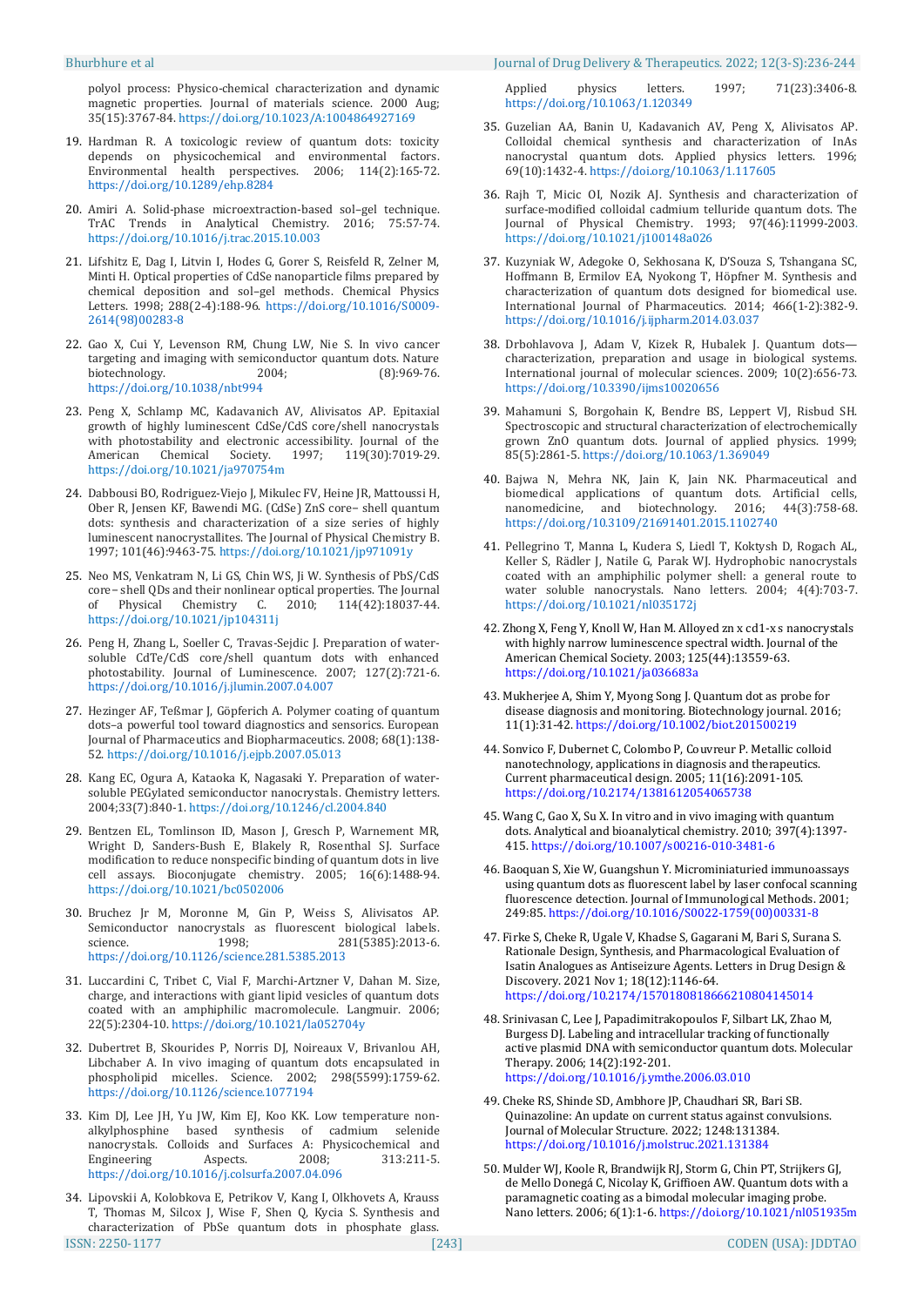polyol process: Physico-chemical characterization and dynamic magnetic properties. Journal of materials science. 2000 Aug; 35(15):3767-84. https://doi.org/10.1023/A:1004864927169

19. Hardman R. A toxicologic review of quantum dots: toxicity depends on physicochemical and environmental factors. Environmental health perspectives. 2006; 114(2):165-72. https://doi.org/10.1289/ehp.8284

20. Amiri A. Solid-phase microextraction-based sol–gel technique. TrAC Trends in Analytical Chemistry. 2016; 75:57-74. https://doi.org/10.1016/j.trac.2015.10.003

21. Lifshitz E, Dag I, Litvin I, Hodes G, Gorer S, Reisfeld R, Zelner M, Minti H. Optical properties of CdSe nanoparticle films prepared by chemical deposition and sol–gel methods. Chemical Physics Letters. 1998; 288(2-4):188-96. https://doi.org/10.1016/S0009-2614(98)00283-8

22. Gao X, Cui Y, Levenson RM, Chung LW, Nie S. In vivo cancer targeting and imaging with semiconductor quantum dots. Nature biotechnology. 2004; (8):969-76. https://doi.org/10.1038/nbt994

23. Peng X, Schlamp MC, Kadavanich AV, Alivisatos AP. Epitaxial growth of highly luminescent CdSe/CdS core/shell nanocrystals with photostability and electronic accessibility. Journal of the American Chemical Society. 1997; 119(30):7019-29. https://doi.org/10.1021/ja970754m

24. Dabbousi BO, Rodriguez-Viejo J, Mikulec FV, Heine JR, Mattoussi H, Ober R, Jensen KF, Bawendi MG. (CdSe) ZnS core– shell quantum dots: synthesis and characterization of a size series of highly luminescent nanocrystallites. The Journal of Physical Chemistry B. 1997; 101(46):9463-75. https://doi.org/10.1021/jp971091y

25. Neo MS, Venkatram N, Li GS, Chin WS, Ji W. Synthesis of PbS/CdS core– shell QDs and their nonlinear optical properties. The Journal of Physical Chemistry C. 2010; 114(42):18037-44. https://doi.org/10.1021/jp104311j

26. Peng H, Zhang L, Soeller C, Travas-Sejdic J. Preparation of water-soluble CdTe/CdS core/shell quantum dots with enhanced photostability. Journal of Luminescence. 2007; 127(2):721-6. https://doi.org/10.1016/j.jlumin.2007.04.007

27. Hezinger AF, Teßmar J, Göpferich A. Polymer coating of quantum dots–a powerful tool toward diagnostics and sensorics. European Journal of Pharmaceutics and Biopharmaceutics. 2008; 68(1):138-52. https://doi.org/10.1016/j.ejpb.2007.05.013

28. Kang EC, Ogura A, Kataoka K, Nagasaki Y. Preparation of water-soluble PEGylated semiconductor nanocrystals. Chemistry letters. 2004;33(7):840-1. https://doi.org/10.1246/cl.2004.840

29. Bentzen EL, Tomlinson ID, Mason J, Gresch P, Warnement MR, Wright D, Sanders-Bush E, Blakely R, Rosenthal SJ. Surface modification to reduce nonspecific binding of quantum dots in live cell assays. Bioconjugate chemistry. 2005; 16(6):1488-94. https://doi.org/10.1021/bc0502006

30. Bruchez Jr M, Moronne M, Gin P, Weiss S, Alivisatos AP. Semiconductor nanocrystals as fluorescent biological labels. science. 1998; 281(5385):2013-6. https://doi.org/10.1126/science.281.5385.2013

31. Luccardini C, Tribet C, Vial F, Marchi-Artzner V, Dahan M. Size, charge, and interactions with giant lipid vesicles of quantum dots coated with an amphiphilic macromolecule. Langmuir. 2006; 22(5):2304-10. https://doi.org/10.1021/la052704y

32. Dubertret B, Skourides P, Norris DJ, Noireaux V, Brivanlou AH, Libchaber A. In vivo imaging of quantum dots encapsulated in phospholipid micelles. Science. 2002; 298(5599):1759-62. https://doi.org/10.1126/science.1077194

33. Kim DJ, Lee JH, Yu JW, Kim EJ, Koo KK. Low temperature non-alkylphosphine based synthesis of cadmium selenide nanocrystals. Colloids and Surfaces A: Physicochemical and Engineering Aspects. 2008; 313:211-5. https://doi.org/10.1016/j.colsurfa.2007.04.096

34. Lipovskii A, Kolobkova E, Petrikov V, Kang I, Olkhovets A, Krauss T, Thomas M, Silcox J, Wise F, Shen Q, Kycia S. Synthesis and characterization of PbSe quantum dots in phosphate glass. Applied physics letters. 1997; 71(23):3406-8. https://doi.org/10.1063/1.120349

35. Guzelian AA, Banin U, Kadavanich AV, Peng X, Alivisatos AP. Colloidal chemical synthesis and characterization of InAs nanocrystal quantum dots. Applied physics letters. 1996; 69(10):1432-4. https://doi.org/10.1063/1.117605

36. Rajh T, Micic OI, Nozik AJ. Synthesis and characterization of surface-modified colloidal cadmium telluride quantum dots. The Journal of Physical Chemistry. 1993; 97(46):11999-2003. https://doi.org/10.1021/j100148a026

37. Kuzyniak W, Adegoke O, Sekhosana K, D'Souza S, Tshangana SC, Hoffmann B, Ermilov EA, Nyokong T, Höpfner M. Synthesis and characterization of quantum dots designed for biomedical use. International Journal of Pharmaceutics. 2014; 466(1-2):382-9. https://doi.org/10.1016/j.ijpharm.2014.03.037

38. Drbohlavova J, Adam V, Kizek R, Hubalek J. Quantum dots—characterization, preparation and usage in biological systems. International journal of molecular sciences. 2009; 10(2):656-73. https://doi.org/10.3390/ijms10020656

39. Mahamuni S, Borgohain K, Bendre BS, Leppert VJ, Risbud SH. Spectroscopic and structural characterization of electrochemically grown ZnO quantum dots. Journal of applied physics. 1999; 85(5):2861-5. https://doi.org/10.1063/1.369049

40. Bajwa N, Mehra NK, Jain K, Jain NK. Pharmaceutical and biomedical applications of quantum dots. Artificial cells, nanomedicine, and biotechnology. 2016; 44(3):758-68. https://doi.org/10.3109/21691401.2015.1102740

41. Pellegrino T, Manna L, Kudera S, Liedl T, Koktysh D, Rogach AL, Keller S, Rädler J, Natile G, Parak WJ. Hydrophobic nanocrystals coated with an amphiphilic polymer shell: a general route to water soluble nanocrystals. Nano letters. 2004; 4(4):703-7. https://doi.org/10.1021/nl035172j

42. Zhong X, Feng Y, Knoll W, Han M. Alloyed zn x cd1-x s nanocrystals with highly narrow luminescence spectral width. Journal of the American Chemical Society. 2003; 125(44):13559-63. https://doi.org/10.1021/ja036683a

43. Mukherjee A, Shim Y, Myong Song J. Quantum dot as probe for disease diagnosis and monitoring. Biotechnology journal. 2016; 11(1):31-42. https://doi.org/10.1002/biot.201500219

44. Sonvico F, Dubernet C, Colombo P, Couvreur P. Metallic colloid nanotechnology, applications in diagnosis and therapeutics. Current pharmaceutical design. 2005; 11(16):2091-105. https://doi.org/10.2174/1381612054065738

45. Wang C, Gao X, Su X. In vitro and in vivo imaging with quantum dots. Analytical and bioanalytical chemistry. 2010; 397(4):1397-415. https://doi.org/10.1007/s00216-010-3481-6

46. Baoquan S, Xie W, Guangshun Y. Microminiaturied immunoassays using quantum dots as fluorescent label by laser confocal scanning fluorescence detection. Journal of Immunological Methods. 2001; 249:85. https://doi.org/10.1016/S0022-1759(00)00331-8

47. Firke S, Cheke R, Ugale V, Khadse S, Gagarani M, Bari S, Surana S. Rationale Design, Synthesis, and Pharmacological Evaluation of Isatin Analogues as Antiseizure Agents. Letters in Drug Design & Discovery. 2021 Nov 1; 18(12):1146-64. https://doi.org/10.2174/1570180818666210804145014

48. Srinivasan C, Lee J, Papadimitrakopoulos F, Silbart LK, Zhao M, Burgess DJ. Labeling and intracellular tracking of functionally active plasmid DNA with semiconductor quantum dots. Molecular Therapy. 2006; 14(2):192-201. https://doi.org/10.1016/j.ymthe.2006.03.010

49. Cheke RS, Shinde SD, Ambhore JP, Chaudhari SR, Bari SB. Quinazoline: An update on current status against convulsions. Journal of Molecular Structure. 2022; 1248:131384. https://doi.org/10.1016/j.molstruc.2021.131384

50. Mulder WJ, Koole R, Brandwijk RJ, Storm G, Chin PT, Strijkers GJ, de Mello Donegá C, Nicolay K, Griffioen AW. Quantum dots with a paramagnetic coating as a bimodal molecular imaging probe. Nano letters. 2006; 6(1):1-6. https://doi.org/10.1021/nl051935m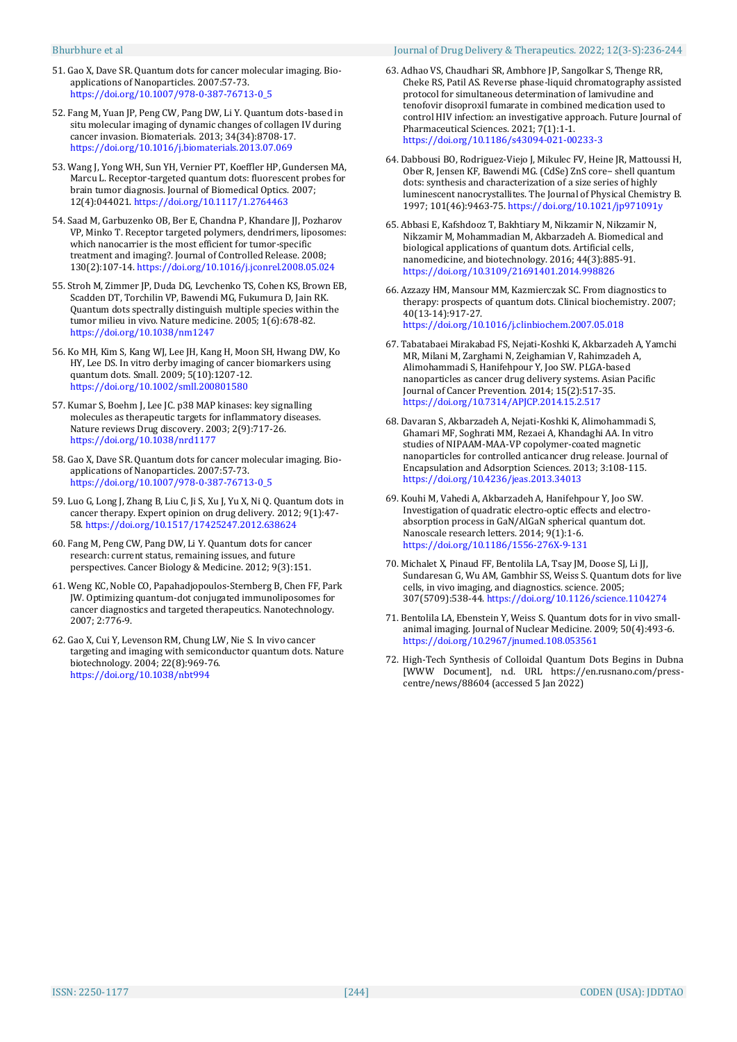51. Gao X, Dave SR. Quantum dots for cancer molecular imaging. Bio-applications of Nanoparticles. 2007:57-73. https://doi.org/10.1007/978-0-387-76713-0_5

52. Fang M, Yuan JP, Peng CW, Pang DW, Li Y. Quantum dots-based in situ molecular imaging of dynamic changes of collagen IV during cancer invasion. Biomaterials. 2013; 34(34):8708-17. https://doi.org/10.1016/j.biomaterials.2013.07.069

53. Wang J, Yong WH, Sun YH, Vernier PT, Koeffler HP, Gundersen MA, Marcu L. Receptor-targeted quantum dots: fluorescent probes for brain tumor diagnosis. Journal of Biomedical Optics. 2007; 12(4):044021. https://doi.org/10.1117/1.2764463

54. Saad M, Garbuzenko OB, Ber E, Chandna P, Khandare JJ, Pozharov VP, Minko T. Receptor targeted polymers, dendrimers, liposomes: which nanocarrier is the most efficient for tumor-specific treatment and imaging?. Journal of Controlled Release. 2008; 130(2):107-14. https://doi.org/10.1016/j.jconrel.2008.05.024

55. Stroh M, Zimmer JP, Duda DG, Levchenko TS, Cohen KS, Brown EB, Scadden DT, Torchilin VP, Bawendi MG, Fukumura D, Jain RK. Quantum dots spectrally distinguish multiple species within the tumor milieu in vivo. Nature medicine. 2005; 1(6):678-82. https://doi.org/10.1038/nm1247

56. Ko MH, Kim S, Kang WJ, Lee JH, Kang H, Moon SH, Hwang DW, Ko HY, Lee DS. In vitro derby imaging of cancer biomarkers using quantum dots. Small. 2009; 5(10):1207-12. https://doi.org/10.1002/smll.200801580

57. Kumar S, Boehm J, Lee JC. p38 MAP kinases: key signalling molecules as therapeutic targets for inflammatory diseases. Nature reviews Drug discovery. 2003; 2(9):717-26. https://doi.org/10.1038/nrd1177

58. Gao X, Dave SR. Quantum dots for cancer molecular imaging. Bio-applications of Nanoparticles. 2007:57-73. https://doi.org/10.1007/978-0-387-76713-0_5

59. Luo G, Long J, Zhang B, Liu C, Ji S, Xu J, Yu X, Ni Q. Quantum dots in cancer therapy. Expert opinion on drug delivery. 2012; 9(1):47-58. https://doi.org/10.1517/17425247.2012.638624

60. Fang M, Peng CW, Pang DW, Li Y. Quantum dots for cancer research: current status, remaining issues, and future perspectives. Cancer Biology & Medicine. 2012; 9(3):151.

61. Weng KC, Noble CO, Papahadjopoulos-Sternberg B, Chen FF, Park JW. Optimizing quantum-dot conjugated immunoliposomes for cancer diagnostics and targeted therapeutics. Nanotechnology. 2007; 2:776-9.

62. Gao X, Cui Y, Levenson RM, Chung LW, Nie S. In vivo cancer targeting and imaging with semiconductor quantum dots. Nature biotechnology. 2004; 22(8):969-76. https://doi.org/10.1038/nbt994

63. Adhao VS, Chaudhari SR, Ambhore JP, Sangolkar S, Thenge RR, Cheke RS, Patil AS. Reverse phase-liquid chromatography assisted protocol for simultaneous determination of lamivudine and tenofovir disoproxil fumarate in combined medication used to control HIV infection: an investigative approach. Future Journal of Pharmaceutical Sciences. 2021; 7(1):1-1. https://doi.org/10.1186/s43094-021-00233-3

64. Dabbousi BO, Rodriguez-Viejo J, Mikulec FV, Heine JR, Mattoussi H, Ober R, Jensen KF, Bawendi MG. (CdSe) ZnS core– shell quantum dots: synthesis and characterization of a size series of highly luminescent nanocrystallites. The Journal of Physical Chemistry B. 1997; 101(46):9463-75. https://doi.org/10.1021/jp971091y

65. Abbasi E, Kafshdooz T, Bakhtiary M, Nikzamir N, Nikzamir N, Nikzamir M, Mohammadian M, Akbarzadeh A. Biomedical and biological applications of quantum dots. Artificial cells, nanomedicine, and biotechnology. 2016; 44(3):885-91. https://doi.org/10.3109/21691401.2014.998826

66. Azzazy HM, Mansour MM, Kazmierczak SC. From diagnostics to therapy: prospects of quantum dots. Clinical biochemistry. 2007; 40(13-14):917-27. https://doi.org/10.1016/j.clinbiochem.2007.05.018

67. Tabatabaei Mirakabad FS, Nejati-Koshki K, Akbarzadeh A, Yamchi MR, Milani M, Zarghami N, Zeighamian V, Rahimzadeh A, Alimohammadi S, Hanifehpour Y, Joo SW. PLGA-based nanoparticles as cancer drug delivery systems. Asian Pacific Journal of Cancer Prevention. 2014; 15(2):517-35. https://doi.org/10.7314/APJCP.2014.15.2.517

68. Davaran S, Akbarzadeh A, Nejati-Koshki K, Alimohammadi S, Ghamari MF, Soghrati MM, Rezaei A, Khandaghi AA. In vitro studies of NIPAAM-MAA-VP copolymer-coated magnetic nanoparticles for controlled anticancer drug release. Journal of Encapsulation and Adsorption Sciences. 2013; 3:108-115. https://doi.org/10.4236/jeas.2013.34013

69. Kouhi M, Vahedi A, Akbarzadeh A, Hanifehpour Y, Joo SW. Investigation of quadratic electro-optic effects and electro-absorption process in GaN/AlGaN spherical quantum dot. Nanoscale research letters. 2014; 9(1):1-6. https://doi.org/10.1186/1556-276X-9-131

70. Michalet X, Pinaud FF, Bentolila LA, Tsay JM, Doose SJ, Li JJ, Sundaresan G, Wu AM, Gambhir SS, Weiss S. Quantum dots for live cells, in vivo imaging, and diagnostics. science. 2005; 307(5709):538-44. https://doi.org/10.1126/science.1104274

71. Bentolila LA, Ebenstein Y, Weiss S. Quantum dots for in vivo small-animal imaging. Journal of Nuclear Medicine. 2009; 50(4):493-6. https://doi.org/10.2967/jnumed.108.053561

72. High-Tech Synthesis of Colloidal Quantum Dots Begins in Dubna [WWW Document], n.d. URL https://en.rusnano.com/press-centre/news/88604 (accessed 5 Jan 2022)